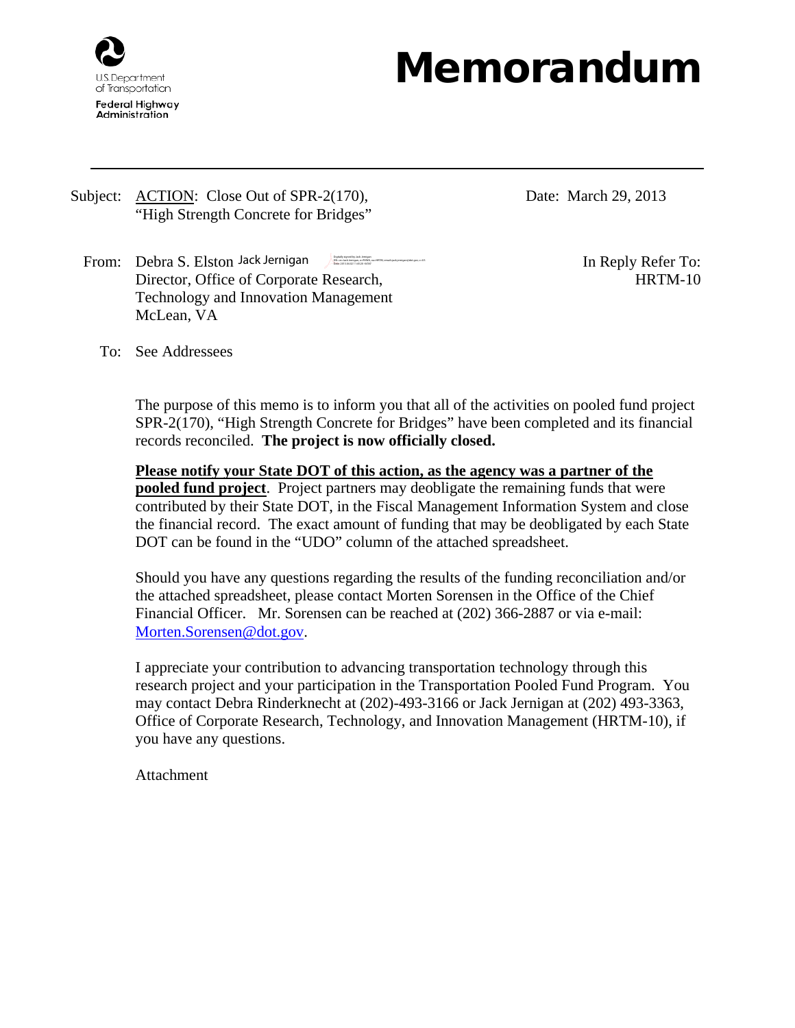U.S. Department of Transportation
Federal Highway Administration

# Memorandum

Subject: ACTION: Close Out of SPR-2(170), "High Strength Concrete for Bridges"

Date: March 29, 2013

From: Debra S. Elston Jack Jernigan
Director, Office of Corporate Research, Technology and Innovation Management
McLean, VA

In Reply Refer To: HRTM-10

To: See Addressees

The purpose of this memo is to inform you that all of the activities on pooled fund project SPR-2(170), "High Strength Concrete for Bridges" have been completed and its financial records reconciled. **The project is now officially closed.**

**Please notify your State DOT of this action, as the agency was a partner of the pooled fund project**. Project partners may deobligate the remaining funds that were contributed by their State DOT, in the Fiscal Management Information System and close the financial record. The exact amount of funding that may be deobligated by each State DOT can be found in the "UDO" column of the attached spreadsheet.

Should you have any questions regarding the results of the funding reconciliation and/or the attached spreadsheet, please contact Morten Sorensen in the Office of the Chief Financial Officer. Mr. Sorensen can be reached at (202) 366-2887 or via e-mail: Morten.Sorensen@dot.gov.

I appreciate your contribution to advancing transportation technology through this research project and your participation in the Transportation Pooled Fund Program. You may contact Debra Rinderknecht at (202)-493-3166 or Jack Jernigan at (202) 493-3363, Office of Corporate Research, Technology, and Innovation Management (HRTM-10), if you have any questions.

Attachment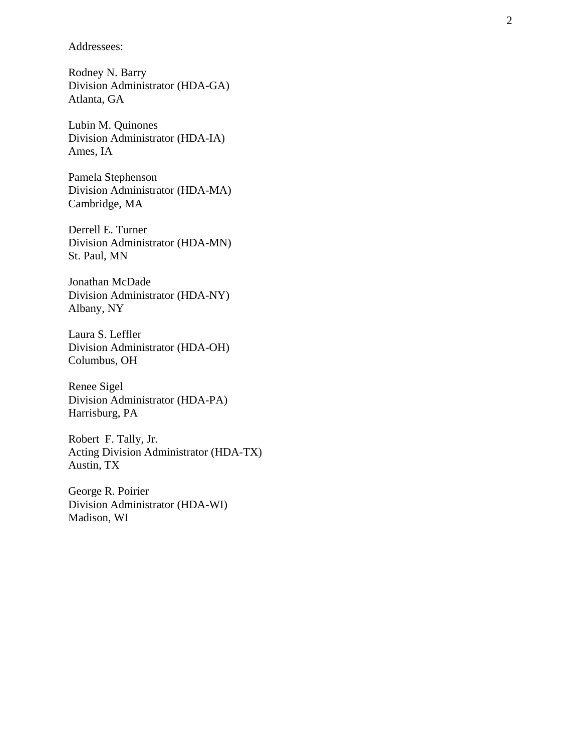Addressees:

Rodney N. Barry
Division Administrator (HDA-GA)
Atlanta, GA

Lubin M. Quinones
Division Administrator (HDA-IA)
Ames, IA

Pamela Stephenson
Division Administrator (HDA-MA)
Cambridge, MA

Derrell E. Turner
Division Administrator (HDA-MN)
St. Paul, MN

Jonathan McDade
Division Administrator (HDA-NY)
Albany, NY

Laura S. Leffler
Division Administrator (HDA-OH)
Columbus, OH

Renee Sigel
Division Administrator (HDA-PA)
Harrisburg, PA

Robert F. Tally, Jr.
Acting Division Administrator (HDA-TX)
Austin, TX

George R. Poirier
Division Administrator (HDA-WI)
Madison, WI